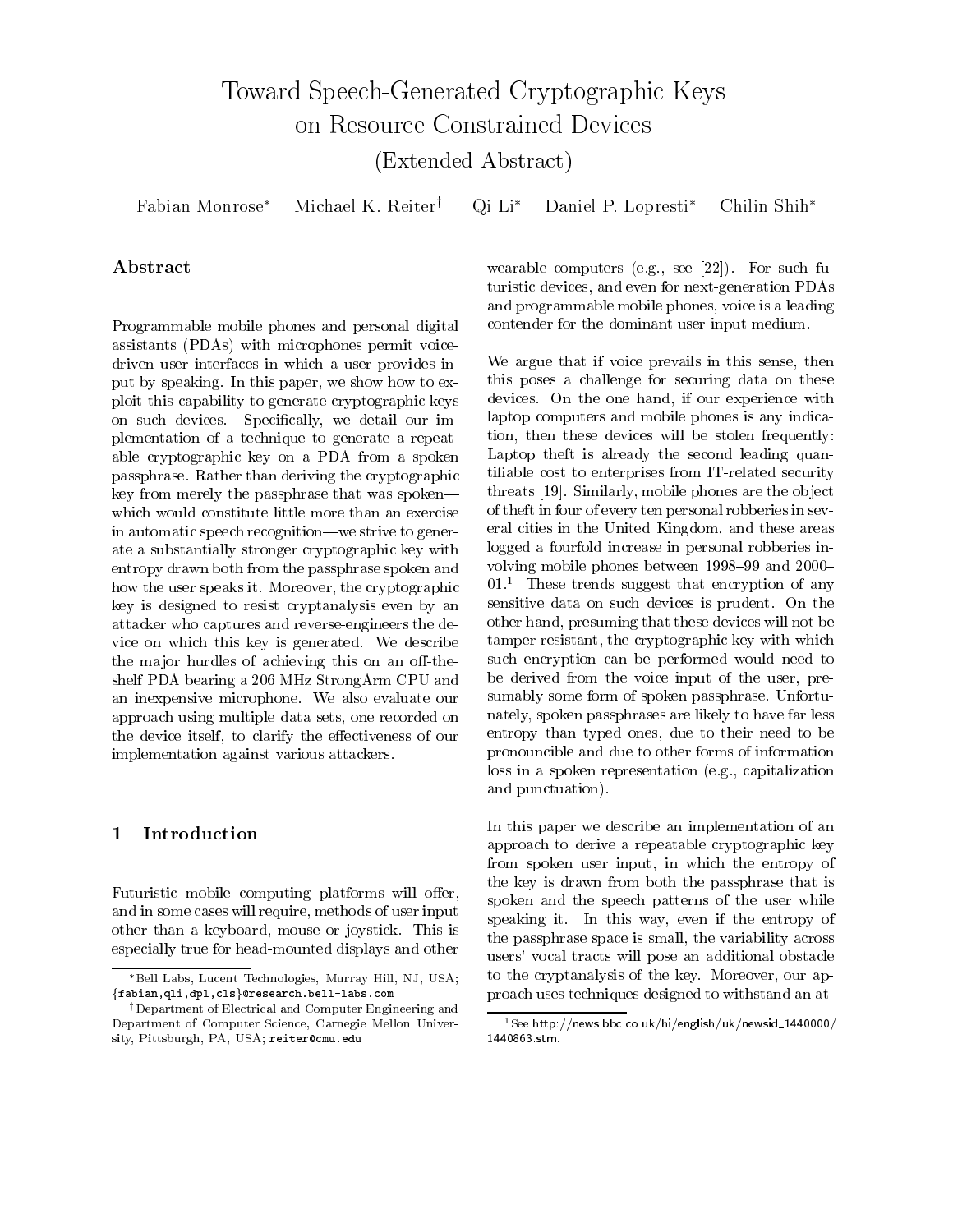# Toward Speech-Generated Cryptographic Keys on Resource Constrained Devices

(Extended Abstract)

Fabian Monrose* Michael K. Reiter† Qi Li* Daniel P. Lopresti* Chilin Shih*

## Abstract

Programmable mobile phones and personal digital assistants (PDAs) with microphones permit voice-driven user interfaces in which a user provides input by speaking. In this paper, we show how to exploit this capability to generate cryptographic keys on such devices. Specifically, we detail our implementation of a technique to generate a repeatable cryptographic key on a PDA from a spoken passphrase. Rather than deriving the cryptographic key from merely the passphrase that was spoken—which would constitute little more than an exercise in automatic speech recognition—we strive to generate a substantially stronger cryptographic key with entropy drawn both from the passphrase spoken and how the user speaks it. Moreover, the cryptographic key is designed to resist cryptanalysis even by an attacker who captures and reverse-engineers the device on which this key is generated. We describe the major hurdles of achieving this on an off-the-shelf PDA bearing a 206 MHz StrongArm CPU and an inexpensive microphone. We also evaluate our approach using multiple data sets, one recorded on the device itself, to clarify the effectiveness of our implementation against various attackers.

## 1 Introduction

Futuristic mobile computing platforms will offer, and in some cases will require, methods of user input other than a keyboard, mouse or joystick. This is especially true for head-mounted displays and other wearable computers (e.g., see [22]). For such futuristic devices, and even for next-generation PDAs and programmable mobile phones, voice is a leading contender for the dominant user input medium.

We argue that if voice prevails in this sense, then this poses a challenge for securing data on these devices. On the one hand, if our experience with laptop computers and mobile phones is any indication, then these devices will be stolen frequently: Laptop theft is already the second leading quantifiable cost to enterprises from IT-related security threats [19]. Similarly, mobile phones are the object of theft in four of every ten personal robberies in several cities in the United Kingdom, and these areas logged a fourfold increase in personal robberies involving mobile phones between 1998–99 and 2000–01.[1] These trends suggest that encryption of any sensitive data on such devices is prudent. On the other hand, presuming that these devices will not be tamper-resistant, the cryptographic key with which such encryption can be performed would need to be derived from the voice input of the user, presumably some form of spoken passphrase. Unfortunately, spoken passphrases are likely to have far less entropy than typed ones, due to their need to be pronouncible and due to other forms of information loss in a spoken representation (e.g., capitalization and punctuation).

In this paper we describe an implementation of an approach to derive a repeatable cryptographic key from spoken user input, in which the entropy of the key is drawn from both the passphrase that is spoken and the speech patterns of the user while speaking it. In this way, even if the entropy of the passphrase space is small, the variability across users' vocal tracts will pose an additional obstacle to the cryptanalysis of the key. Moreover, our approach uses techniques designed to withstand an at-

*Bell Labs, Lucent Technologies, Murray Hill, NJ, USA; {fabian,qli,dpl,cls}@research.bell-labs.com

†Department of Electrical and Computer Engineering and Department of Computer Science, Carnegie Mellon University, Pittsburgh, PA, USA; reiter@cmu.edu

[1] See http://news.bbc.co.uk/hi/english/uk/newsid_1440000/1440863.stm.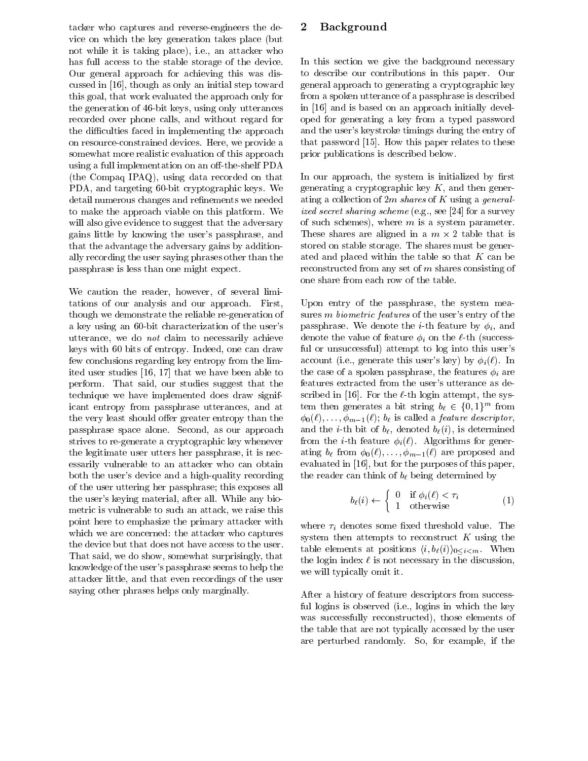tacker who captures and reverse-engineers the device on which the key generation takes place (but not while it is taking place), i.e., an attacker who has full access to the stable storage of the device. Our general approach for achieving this was discussed in [16], though as only an initial step toward this goal, that work evaluated the approach only for the generation of 46-bit keys, using only utterances recorded over phone calls, and without regard for the difficulties faced in implementing the approach on resource-constrained devices. Here, we provide a somewhat more realistic evaluation of this approach using a full implementation on an off-the-shelf PDA (the Compaq IPAQ), using data recorded on that PDA, and targeting 60-bit cryptographic keys. We detail numerous changes and refinements we needed to make the approach viable on this platform. We will also give evidence to suggest that the adversary gains little by knowing the user's passphrase, and that the advantage the adversary gains by additionally recording the user saying phrases other than the passphrase is less than one might expect.

We caution the reader, however, of several limitations of our analysis and our approach. First, though we demonstrate the reliable re-generation of a key using an 60-bit characterization of the user's utterance, we do *not* claim to necessarily achieve keys with 60 bits of entropy. Indeed, one can draw few conclusions regarding key entropy from the limited user studies [16, 17] that we have been able to perform. That said, our studies suggest that the technique we have implemented does draw significant entropy from passphrase utterances, and at the very least should offer greater entropy than the passphrase space alone. Second, as our approach strives to re-generate a cryptographic key whenever the legitimate user utters her passphrase, it is necessarily vulnerable to an attacker who can obtain both the user's device and a high-quality recording of the user uttering her passphrase; this exposes all the user's keying material, after all. While any biometric is vulnerable to such an attack, we raise this point here to emphasize the primary attacker with which we are concerned: the attacker who captures the device but that does not have access to the user. That said, we do show, somewhat surprisingly, that knowledge of the user's passphrase seems to help the attacker little, and that even recordings of the user saying other phrases helps only marginally.

## 2 Background

In this section we give the background necessary to describe our contributions in this paper. Our general approach to generating a cryptographic key from a spoken utterance of a passphrase is described in [16] and is based on an approach initially developed for generating a key from a typed password and the user's keystroke timings during the entry of that password [15]. How this paper relates to these prior publications is described below.

In our approach, the system is initialized by first generating a cryptographic key $K$, and then generating a collection of $2m$ *shares* of $K$ using a *generalized secret sharing scheme* (e.g., see [24] for a survey of such schemes), where $m$ is a system parameter. These shares are aligned in a $m \times 2$ table that is stored on stable storage. The shares must be generated and placed within the table so that $K$ can be reconstructed from any set of $m$ shares consisting of one share from each row of the table.

Upon entry of the passphrase, the system measures $m$ *biometric features* of the user's entry of the passphrase. We denote the $i$-th feature by $\phi_i$, and denote the value of feature $\phi_i$ on the $\ell$-th (successful or unsuccessful) attempt to log into this user's account (i.e., generate this user's key) by $\phi_i(\ell)$. In the case of a spoken passphrase, the features $\phi_i$ are features extracted from the user's utterance as described in [16]. For the $\ell$-th login attempt, the system then generates a bit string $b_\ell \in \{0,1\}^m$ from $\phi_0(\ell), \ldots, \phi_{m-1}(\ell)$; $b_\ell$ is called a *feature descriptor*, and the $i$-th bit of $b_\ell$, denoted $b_\ell(i)$, is determined from the $i$-th feature $\phi_i(\ell)$. Algorithms for generating $b_\ell$ from $\phi_0(\ell), \ldots, \phi_{m-1}(\ell)$ are proposed and evaluated in [16], but for the purposes of this paper, the reader can think of $b_\ell$ being determined by

$$b_\ell(i) \leftarrow \begin{cases} 0 & \text{if } \phi_i(\ell) < \tau_i \\ 1 & \text{otherwise} \end{cases} \tag{1}$$

where $\tau_i$ denotes some fixed threshold value. The system then attempts to reconstruct $K$ using the table elements at positions $\langle i, b_\ell(i) \rangle_{0 \le i < m}$. When the login index $\ell$ is not necessary in the discussion, we will typically omit it.

After a history of feature descriptors from successful logins is observed (i.e., logins in which the key was successfully reconstructed), those elements of the table that are not typically accessed by the user are perturbed randomly. So, for example, if the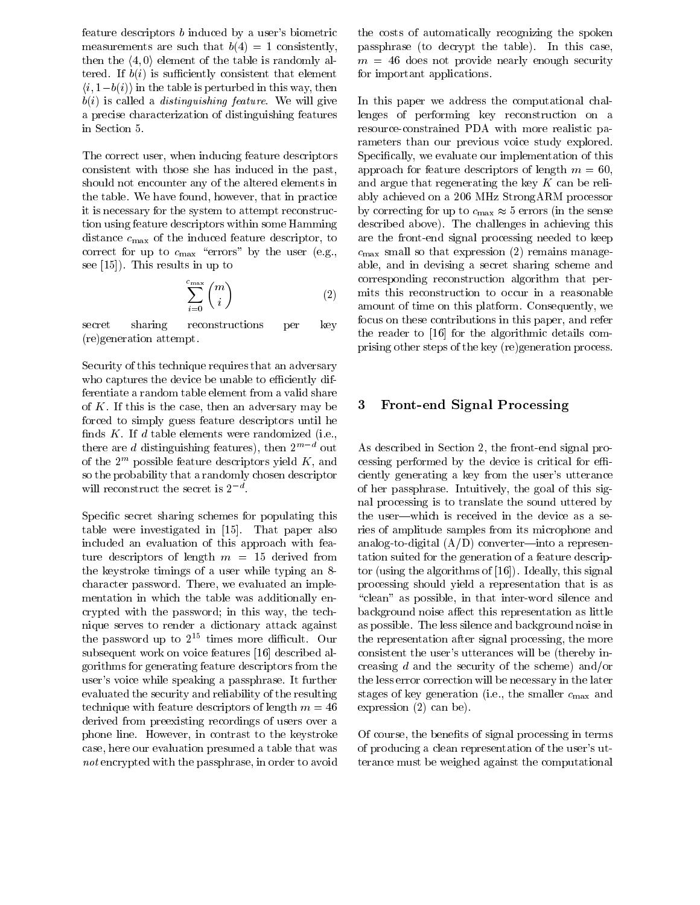feature descriptors $b$ induced by a user's biometric measurements are such that $b(4) = 1$ consistently, then the $\langle 4, 0\rangle$ element of the table is randomly altered. If $b(i)$ is sufficiently consistent that element $\langle i, 1-b(i)\rangle$ in the table is perturbed in this way, then $b(i)$ is called a *distinguishing feature*. We will give a precise characterization of distinguishing features in Section 5.

The correct user, when inducing feature descriptors consistent with those she has induced in the past, should not encounter any of the altered elements in the table. We have found, however, that in practice it is necessary for the system to attempt reconstruction using feature descriptors within some Hamming distance $c_{\max}$ of the induced feature descriptor, to correct for up to $c_{\max}$ "errors" by the user (e.g., see [15]). This results in up to

$$\sum_{i=0}^{c_{\max}} \binom{m}{i} \tag{2}$$

secret sharing reconstructions per key (re)generation attempt.

Security of this technique requires that an adversary who captures the device be unable to efficiently differentiate a random table element from a valid share of $K$. If this is the case, then an adversary may be forced to simply guess feature descriptors until he finds $K$. If $d$ table elements were randomized (i.e., there are $d$ distinguishing features), then $2^{m-d}$ out of the $2^m$ possible feature descriptors yield $K$, and so the probability that a randomly chosen descriptor will reconstruct the secret is $2^{-d}$.

Specific secret sharing schemes for populating this table were investigated in [15]. That paper also included an evaluation of this approach with feature descriptors of length $m = 15$ derived from the keystroke timings of a user while typing an 8-character password. There, we evaluated an implementation in which the table was additionally encrypted with the password; in this way, the technique serves to render a dictionary attack against the password up to $2^{15}$ times more difficult. Our subsequent work on voice features [16] described algorithms for generating feature descriptors from the user's voice while speaking a passphrase. It further evaluated the security and reliability of the resulting technique with feature descriptors of length $m = 46$ derived from preexisting recordings of users over a phone line. However, in contrast to the keystroke case, here our evaluation presumed a table that was *not* encrypted with the passphrase, in order to avoid the costs of automatically recognizing the spoken passphrase (to decrypt the table). In this case, $m = 46$ does not provide nearly enough security for important applications.

In this paper we address the computational challenges of performing key reconstruction on a resource-constrained PDA with more realistic parameters than our previous voice study explored. Specifically, we evaluate our implementation of this approach for feature descriptors of length $m = 60$, and argue that regenerating the key $K$ can be reliably achieved on a 206 MHz StrongARM processor by correcting for up to $c_{\max} \approx 5$ errors (in the sense described above). The challenges in achieving this are the front-end signal processing needed to keep $c_{\max}$ small so that expression (2) remains manageable, and in devising a secret sharing scheme and corresponding reconstruction algorithm that permits this reconstruction to occur in a reasonable amount of time on this platform. Consequently, we focus on these contributions in this paper, and refer the reader to [16] for the algorithmic details comprising other steps of the key (re)generation process.

## 3 Front-end Signal Processing

As described in Section 2, the front-end signal processing performed by the device is critical for efficiently generating a key from the user's utterance of her passphrase. Intuitively, the goal of this signal processing is to translate the sound uttered by the user—which is received in the device as a series of amplitude samples from its microphone and analog-to-digital (A/D) converter—into a representation suited for the generation of a feature descriptor (using the algorithms of [16]). Ideally, this signal processing should yield a representation that is as "clean" as possible, in that inter-word silence and background noise affect this representation as little as possible. The less silence and background noise in the representation after signal processing, the more consistent the user's utterances will be (thereby increasing $d$ and the security of the scheme) and/or the less error correction will be necessary in the later stages of key generation (i.e., the smaller $c_{\max}$ and expression (2) can be).

Of course, the benefits of signal processing in terms of producing a clean representation of the user's utterance must be weighed against the computational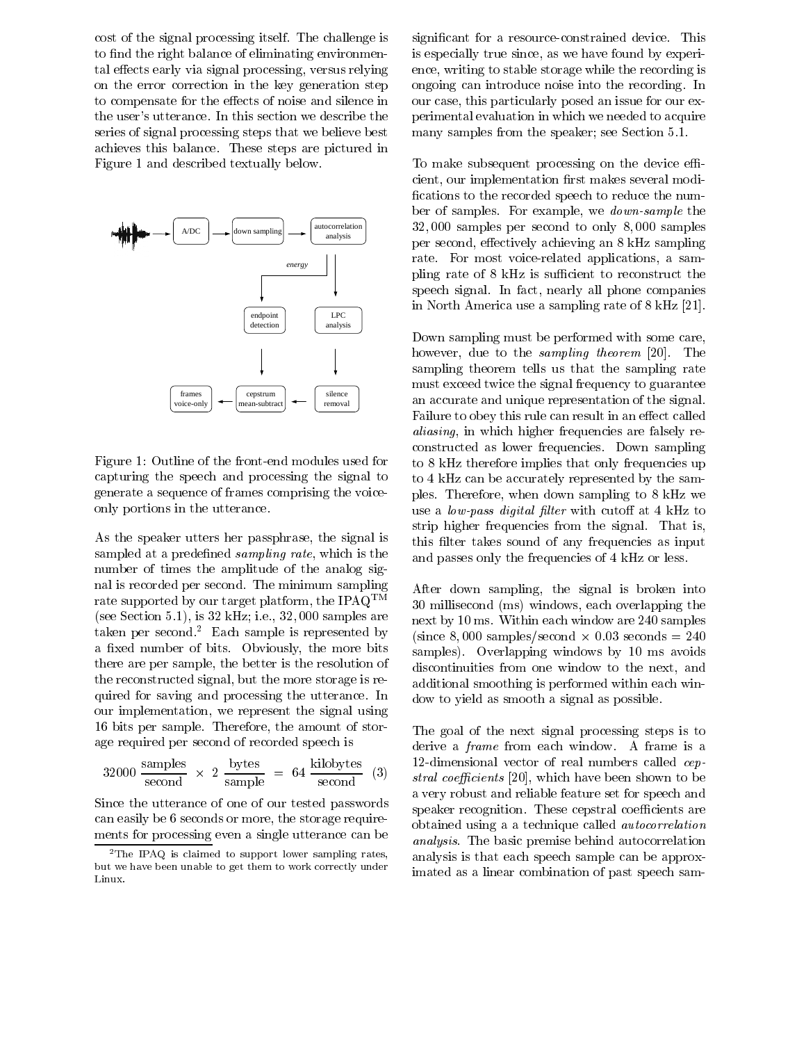cost of the signal processing itself. The challenge is to find the right balance of eliminating environmental effects early via signal processing, versus relying on the error correction in the key generation step to compensate for the effects of noise and silence in the user's utterance. In this section we describe the series of signal processing steps that we believe best achieves this balance. These steps are pictured in Figure 1 and described textually below.

Figure 1: Outline of the front-end modules used for capturing the speech and processing the signal to generate a sequence of frames comprising the voice-only portions in the utterance.

As the speaker utters her passphrase, the signal is sampled at a predefined *sampling rate*, which is the number of times the amplitude of the analog signal is recorded per second. The minimum sampling rate supported by our target platform, the IPAQ™ (see Section 5.1), is 32 kHz; i.e., 32,000 samples are taken per second.[2] Each sample is represented by a fixed number of bits. Obviously, the more bits there are per sample, the better is the resolution of the reconstructed signal, but the more storage is required for saving and processing the utterance. In our implementation, we represent the signal using 16 bits per sample. Therefore, the amount of storage required per second of recorded speech is

$$32000 \, \frac{\text{samples}}{\text{second}} \times 2 \, \frac{\text{bytes}}{\text{sample}} = 64 \, \frac{\text{kilobytes}}{\text{second}} \quad (3)$$

Since the utterance of one of our tested passwords can easily be 6 seconds or more, the storage requirements for processing even a single utterance can be significant for a resource-constrained device. This is especially true since, as we have found by experience, writing to stable storage while the recording is ongoing can introduce noise into the recording. In our case, this particularly posed an issue for our experimental evaluation in which we needed to acquire many samples from the speaker; see Section 5.1.

To make subsequent processing on the device efficient, our implementation first makes several modifications to the recorded speech to reduce the number of samples. For example, we *down-sample* the 32,000 samples per second to only 8,000 samples per second, effectively achieving an 8 kHz sampling rate. For most voice-related applications, a sampling rate of 8 kHz is sufficient to reconstruct the speech signal. In fact, nearly all phone companies in North America use a sampling rate of 8 kHz [21].

Down sampling must be performed with some care, however, due to the *sampling theorem* [20]. The sampling theorem tells us that the sampling rate must exceed twice the signal frequency to guarantee an accurate and unique representation of the signal. Failure to obey this rule can result in an effect called *aliasing*, in which higher frequencies are falsely reconstructed as lower frequencies. Down sampling to 8 kHz therefore implies that only frequencies up to 4 kHz can be accurately represented by the samples. Therefore, when down sampling to 8 kHz we use a *low-pass digital filter* with cutoff at 4 kHz to strip higher frequencies from the signal. That is, this filter takes sound of any frequencies as input and passes only the frequencies of 4 kHz or less.

After down sampling, the signal is broken into 30 millisecond (ms) windows, each overlapping the next by 10 ms. Within each window are 240 samples (since 8,000 samples/second × 0.03 seconds = 240 samples). Overlapping windows by 10 ms avoids discontinuities from one window to the next, and additional smoothing is performed within each window to yield as smooth a signal as possible.

The goal of the next signal processing steps is to derive a *frame* from each window. A frame is a 12-dimensional vector of real numbers called *cepstral coefficients* [20], which have been shown to be a very robust and reliable feature set for speech and speaker recognition. These cepstral coefficients are obtained using a a technique called *autocorrelation analysis*. The basic premise behind autocorrelation analysis is that each speech sample can be approximated as a linear combination of past speech sam-

[2] The IPAQ is claimed to support lower sampling rates, but we have been unable to get them to work correctly under Linux.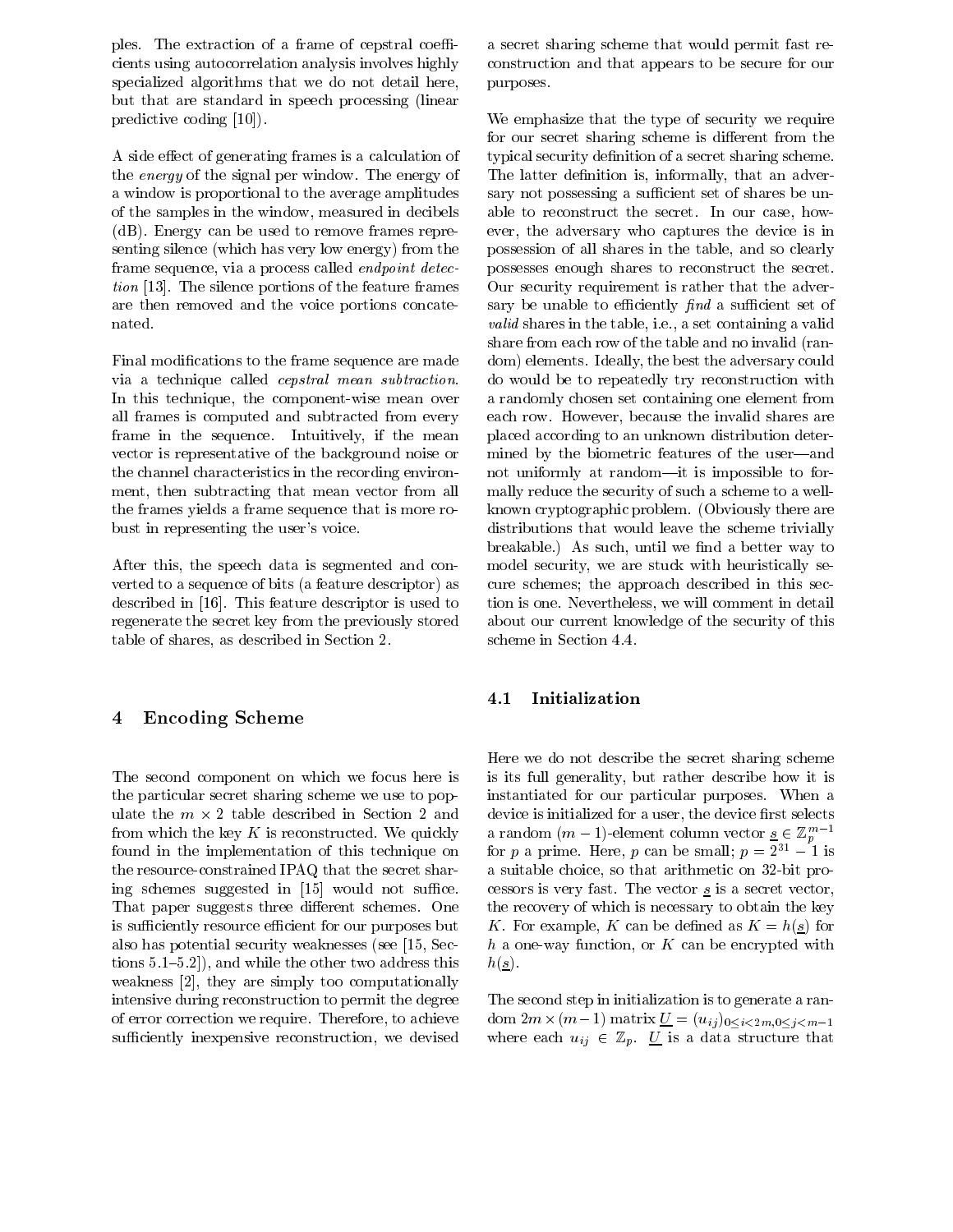ples. The extraction of a frame of cepstral coefficients using autocorrelation analysis involves highly specialized algorithms that we do not detail here, but that are standard in speech processing (linear predictive coding [10]).

A side effect of generating frames is a calculation of the *energy* of the signal per window. The energy of a window is proportional to the average amplitudes of the samples in the window, measured in decibels (dB). Energy can be used to remove frames representing silence (which has very low energy) from the frame sequence, via a process called *endpoint detection* [13]. The silence portions of the feature frames are then removed and the voice portions concatenated.

Final modifications to the frame sequence are made via a technique called *cepstral mean subtraction*. In this technique, the component-wise mean over all frames is computed and subtracted from every frame in the sequence. Intuitively, if the mean vector is representative of the background noise or the channel characteristics in the recording environment, then subtracting that mean vector from all the frames yields a frame sequence that is more robust in representing the user's voice.

After this, the speech data is segmented and converted to a sequence of bits (a feature descriptor) as described in [16]. This feature descriptor is used to regenerate the secret key from the previously stored table of shares, as described in Section 2.

# 4 Encoding Scheme

The second component on which we focus here is the particular secret sharing scheme we use to populate the $m \times 2$ table described in Section 2 and from which the key $K$ is reconstructed. We quickly found in the implementation of this technique on the resource-constrained IPAQ that the secret sharing schemes suggested in [15] would not suffice. That paper suggests three different schemes. One is sufficiently resource efficient for our purposes but also has potential security weaknesses (see [15, Sections 5.1–5.2]), and while the other two address this weakness [2], they are simply too computationally intensive during reconstruction to permit the degree of error correction we require. Therefore, to achieve sufficiently inexpensive reconstruction, we devised a secret sharing scheme that would permit fast reconstruction and that appears to be secure for our purposes.

We emphasize that the type of security we require for our secret sharing scheme is different from the typical security definition of a secret sharing scheme. The latter definition is, informally, that an adversary not possessing a sufficient set of shares be unable to reconstruct the secret. In our case, however, the adversary who captures the device is in possession of all shares in the table, and so clearly possesses enough shares to reconstruct the secret. Our security requirement is rather that the adversary be unable to efficiently *find* a sufficient set of *valid* shares in the table, i.e., a set containing a valid share from each row of the table and no invalid (random) elements. Ideally, the best the adversary could do would be to repeatedly try reconstruction with a randomly chosen set containing one element from each row. However, because the invalid shares are placed according to an unknown distribution determined by the biometric features of the user—and not uniformly at random—it is impossible to formally reduce the security of such a scheme to a well-known cryptographic problem. (Obviously there are distributions that would leave the scheme trivially breakable.) As such, until we find a better way to model security, we are stuck with heuristically secure schemes; the approach described in this section is one. Nevertheless, we will comment in detail about our current knowledge of the security of this scheme in Section 4.4.

## 4.1 Initialization

Here we do not describe the secret sharing scheme is its full generality, but rather describe how it is instantiated for our particular purposes. When a device is initialized for a user, the device first selects a random $(m-1)$-element column vector $\underline{s} \in \mathbb{Z}_p^{m-1}$ for $p$ a prime. Here, $p$ can be small; $p = 2^{31} - 1$ is a suitable choice, so that arithmetic on 32-bit processors is very fast. The vector $\underline{s}$ is a secret vector, the recovery of which is necessary to obtain the key $K$. For example, $K$ can be defined as $K = h(\underline{s})$ for $h$ a one-way function, or $K$ can be encrypted with $h(\underline{s})$.

The second step in initialization is to generate a random $2m \times (m-1)$ matrix $\underline{U} = (u_{ij})_{0 \leq i < 2m, 0 \leq j < m-1}$ where each $u_{ij} \in \mathbb{Z}_p$. $\underline{U}$ is a data structure that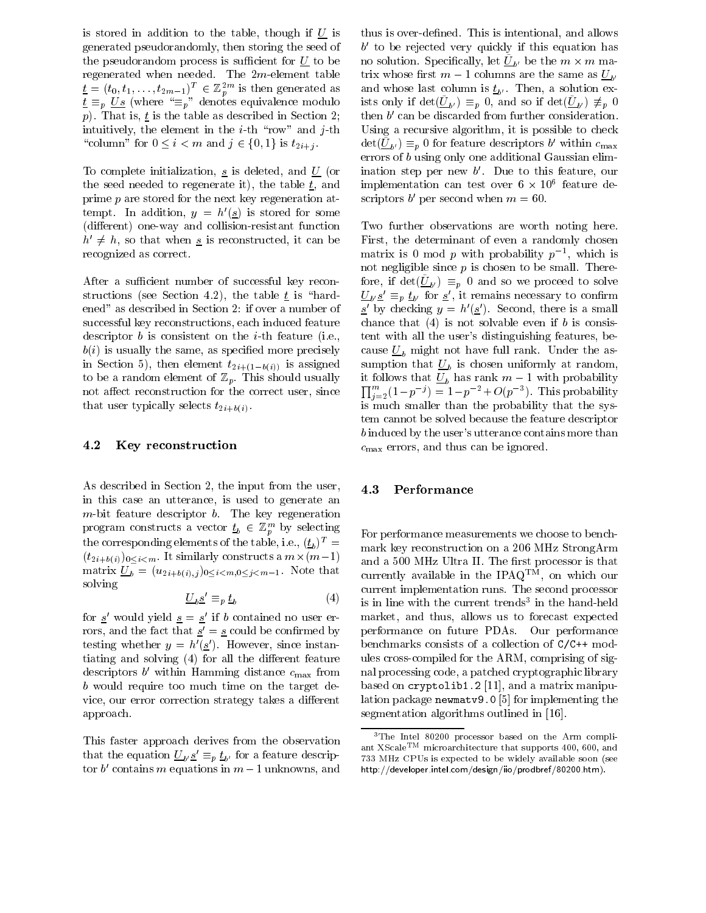is stored in addition to the table, though if $\underline{U}$ is generated pseudorandomly, then storing the seed of the pseudorandom process is sufficient for $\underline{U}$ to be regenerated when needed. The $2m$-element table $\underline{t} = (t_0, t_1, \ldots, t_{2m-1})^T \in \mathbb{Z}_p^{2m}$ is then generated as $\underline{t} \equiv_p \underline{U}\,\underline{s}$ (where "$\equiv_p$" denotes equivalence modulo $p$). That is, $\underline{t}$ is the table as described in Section 2; intuitively, the element in the $i$-th "row" and $j$-th "column" for $0 \le i < m$ and $j \in \{0, 1\}$ is $t_{2i+j}$.

To complete initialization, $\underline{s}$ is deleted, and $\underline{U}$ (or the seed needed to regenerate it), the table $\underline{t}$, and prime $p$ are stored for the next key regeneration attempt. In addition, $y = h'(\underline{s})$ is stored for some (different) one-way and collision-resistant function $h' \ne h$, so that when $\underline{s}$ is reconstructed, it can be recognized as correct.

After a sufficient number of successful key reconstructions (see Section 4.2), the table $\underline{t}$ is "hardened" as described in Section 2: if over a number of successful key reconstructions, each induced feature descriptor $b$ is consistent on the $i$-th feature (i.e., $b(i)$ is usually the same, as specified more precisely in Section 5), then element $t_{2i+(1-b(i))}$ is assigned to be a random element of $\mathbb{Z}_p$. This should usually not affect reconstruction for the correct user, since that user typically selects $t_{2i+b(i)}$.

### 4.2 Key reconstruction

As described in Section 2, the input from the user, in this case an utterance, is used to generate an $m$-bit feature descriptor $b$. The key regeneration program constructs a vector $\underline{t}_b \in \mathbb{Z}_p^m$ by selecting the corresponding elements of the table, i.e., $(\underline{t}_b)^T = (t_{2i+b(i)})_{0 \le i < m}$. It similarly constructs a $m \times (m-1)$ matrix $\underline{U}_b = (u_{2i+b(i),j})_{0 \le i < m, 0 \le j < m-1}$. Note that solving

$$\underline{U}_b \underline{s}' \equiv_p \underline{t}_b \tag{4}$$

for $\underline{s}'$ would yield $\underline{s} = \underline{s}'$ if $b$ contained no user errors, and the fact that $\underline{s}' = \underline{s}$ could be confirmed by testing whether $y = h'(\underline{s}')$. However, since instantiating and solving (4) for all the different feature descriptors $b'$ within Hamming distance $c_{\max}$ from $b$ would require too much time on the target device, our error correction strategy takes a different approach.

This faster approach derives from the observation that the equation $\underline{U}_{b'} \underline{s}' \equiv_p \underline{t}_{b'}$ for a feature descriptor $b'$ contains $m$ equations in $m-1$ unknowns, and thus is over-defined. This is intentional, and allows $b'$ to be rejected very quickly if this equation has no solution. Specifically, let $\bar{\underline{U}}_{b'}$ be the $m \times m$ matrix whose first $m-1$ columns are the same as $\underline{U}_{b'}$ and whose last column is $\underline{t}_{b'}$. Then, a solution exists only if $\det(\bar{\underline{U}}_{b'}) \equiv_p 0$, and so if $\det(\bar{\underline{U}}_{b'}) \not\equiv_p 0$ then $b'$ can be discarded from further consideration. Using a recursive algorithm, it is possible to check $\det(\bar{\underline{U}}_{b'}) \equiv_p 0$ for feature descriptors $b'$ within $c_{\max}$ errors of $b$ using only one additional Gaussian elimination step per new $b'$. Due to this feature, our implementation can test over $6 \times 10^6$ feature descriptors $b'$ per second when $m = 60$.

Two further observations are worth noting here. First, the determinant of even a randomly chosen matrix is 0 mod $p$ with probability $p^{-1}$, which is not negligible since $p$ is chosen to be small. Therefore, if $\det(\bar{\underline{U}}_{b'}) \equiv_p 0$ and so we proceed to solve $\underline{U}_{b'} \underline{s}' \equiv_p \underline{t}_{b'}$ for $\underline{s}'$, it remains necessary to confirm $\underline{s}'$ by checking $y = h'(\underline{s}')$. Second, there is a small chance that (4) is not solvable even if $b$ is consistent with all the user's distinguishing features, because $\underline{U}_b$ might not have full rank. Under the assumption that $\underline{U}_b$ is chosen uniformly at random, it follows that $\underline{U}_b$ has rank $m-1$ with probability $\prod_{j=2}^{m}(1 - p^{-j}) = 1 - p^{-2} + O(p^{-3})$. This probability is much smaller than the probability that the system cannot be solved because the feature descriptor $b$ induced by the user's utterance contains more than $c_{\max}$ errors, and thus can be ignored.

### 4.3 Performance

For performance measurements we choose to benchmark key reconstruction on a 206 MHz StrongArm and a 500 MHz Ultra II. The first processor is that currently available in the IPAQ™, on which our current implementation runs. The second processor is in line with the current trends[3] in the hand-held market, and thus, allows us to forecast expected performance on future PDAs. Our performance benchmarks consists of a collection of C/C++ modules cross-compiled for the ARM, comprising of signal processing code, a patched cryptographic library based on `cryptolib1.2` [11], and a matrix manipulation package `newmatv9.0` [5] for implementing the segmentation algorithms outlined in [16].

[3] The Intel 80200 processor based on the Arm compliant XScale™ microarchitecture that supports 400, 600, and 733 MHz CPUs is expected to be widely available soon (see http://developer.intel.com/design/iio/prodbref/80200.htm).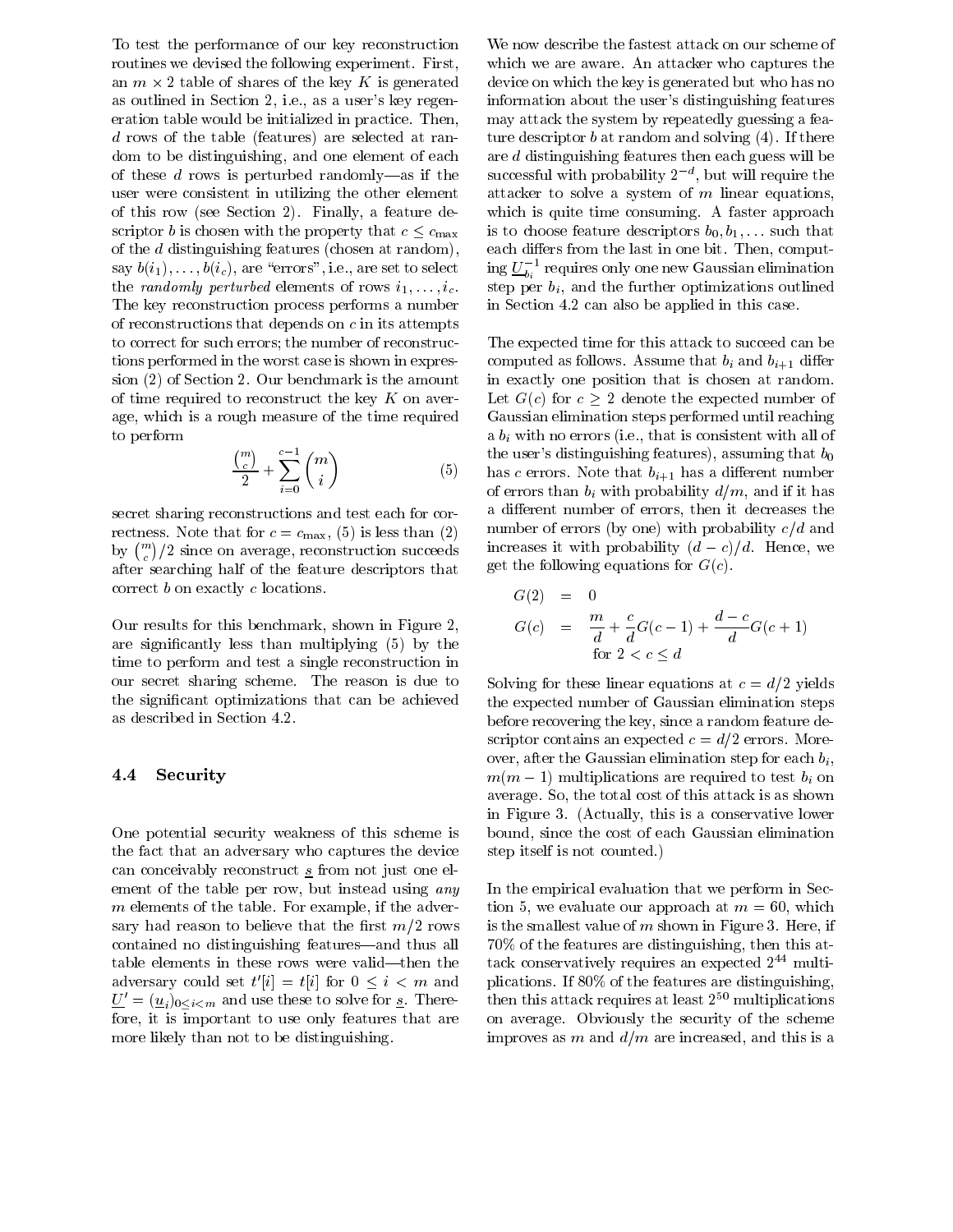To test the performance of our key reconstruction routines we devised the following experiment. First, an $m \times 2$ table of shares of the key $K$ is generated as outlined in Section 2, i.e., as a user's key regeneration table would be initialized in practice. Then, $d$ rows of the table (features) are selected at random to be distinguishing, and one element of each of these $d$ rows is perturbed randomly—as if the user were consistent in utilizing the other element of this row (see Section 2). Finally, a feature descriptor $b$ is chosen with the property that $c \le c_{\max}$ of the $d$ distinguishing features (chosen at random), say $b(i_1), \ldots, b(i_c)$, are "errors", i.e., are set to select the *randomly perturbed* elements of rows $i_1, \ldots, i_c$. The key reconstruction process performs a number of reconstructions that depends on $c$ in its attempts to correct for such errors; the number of reconstructions performed in the worst case is shown in expression (2) of Section 2. Our benchmark is the amount of time required to reconstruct the key $K$ on average, which is a rough measure of the time required to perform

$$\frac{\binom{m}{c}}{2} + \sum_{i=0}^{c-1} \binom{m}{i} \qquad (5)$$

secret sharing reconstructions and test each for correctness. Note that for $c = c_{\max}$, (5) is less than (2) by $\binom{m}{c}/2$ since on average, reconstruction succeeds after searching half of the feature descriptors that correct $b$ on exactly $c$ locations.

Our results for this benchmark, shown in Figure 2, are significantly less than multiplying (5) by the time to perform and test a single reconstruction in our secret sharing scheme. The reason is due to the significant optimizations that can be achieved as described in Section 4.2.

### 4.4 Security

One potential security weakness of this scheme is the fact that an adversary who captures the device can conceivably reconstruct $\underline{s}$ from not just one element of the table per row, but instead using *any* $m$ elements of the table. For example, if the adversary had reason to believe that the first $m/2$ rows contained no distinguishing features—and thus all table elements in these rows were valid—then the adversary could set $t'[i] = t[i]$ for $0 \le i < m$ and $\underline{U}' = (\underline{u}_i)_{0 \le i < m}$ and use these to solve for $\underline{s}$. Therefore, it is important to use only features that are more likely than not to be distinguishing.

We now describe the fastest attack on our scheme of which we are aware. An attacker who captures the device on which the key is generated but who has no information about the user's distinguishing features may attack the system by repeatedly guessing a feature descriptor $b$ at random and solving (4). If there are $d$ distinguishing features then each guess will be successful with probability $2^{-d}$, but will require the attacker to solve a system of $m$ linear equations, which is quite time consuming. A faster approach is to choose feature descriptors $b_0, b_1, \ldots$ such that each differs from the last in one bit. Then, computing $\underline{U}_{b_i}^{-1}$ requires only one new Gaussian elimination step per $b_i$, and the further optimizations outlined in Section 4.2 can also be applied in this case.

The expected time for this attack to succeed can be computed as follows. Assume that $b_i$ and $b_{i+1}$ differ in exactly one position that is chosen at random. Let $G(c)$ for $c \ge 2$ denote the expected number of Gaussian elimination steps performed until reaching a $b_i$ with no errors (i.e., that is consistent with all of the user's distinguishing features), assuming that $b_0$ has $c$ errors. Note that $b_{i+1}$ has a different number of errors than $b_i$ with probability $d/m$, and if it has a different number of errors, then it decreases the number of errors (by one) with probability $c/d$ and increases it with probability $(d-c)/d$. Hence, we get the following equations for $G(c)$.

$$\begin{aligned} G(2) &= 0 \\ G(c) &= \frac{m}{d} + \frac{c}{d}G(c-1) + \frac{d-c}{d}G(c+1) \\ &\quad \text{for } 2 < c \le d \end{aligned}$$

Solving for these linear equations at $c = d/2$ yields the expected number of Gaussian elimination steps before recovering the key, since a random feature descriptor contains an expected $c = d/2$ errors. Moreover, after the Gaussian elimination step for each $b_i$, $m(m-1)$ multiplications are required to test $b_i$ on average. So, the total cost of this attack is as shown in Figure 3. (Actually, this is a conservative lower bound, since the cost of each Gaussian elimination step itself is not counted.)

In the empirical evaluation that we perform in Section 5, we evaluate our approach at $m = 60$, which is the smallest value of $m$ shown in Figure 3. Here, if 70% of the features are distinguishing, then this attack conservatively requires an expected $2^{44}$ multiplications. If 80% of the features are distinguishing, then this attack requires at least $2^{50}$ multiplications on average. Obviously the security of the scheme improves as $m$ and $d/m$ are increased, and this is a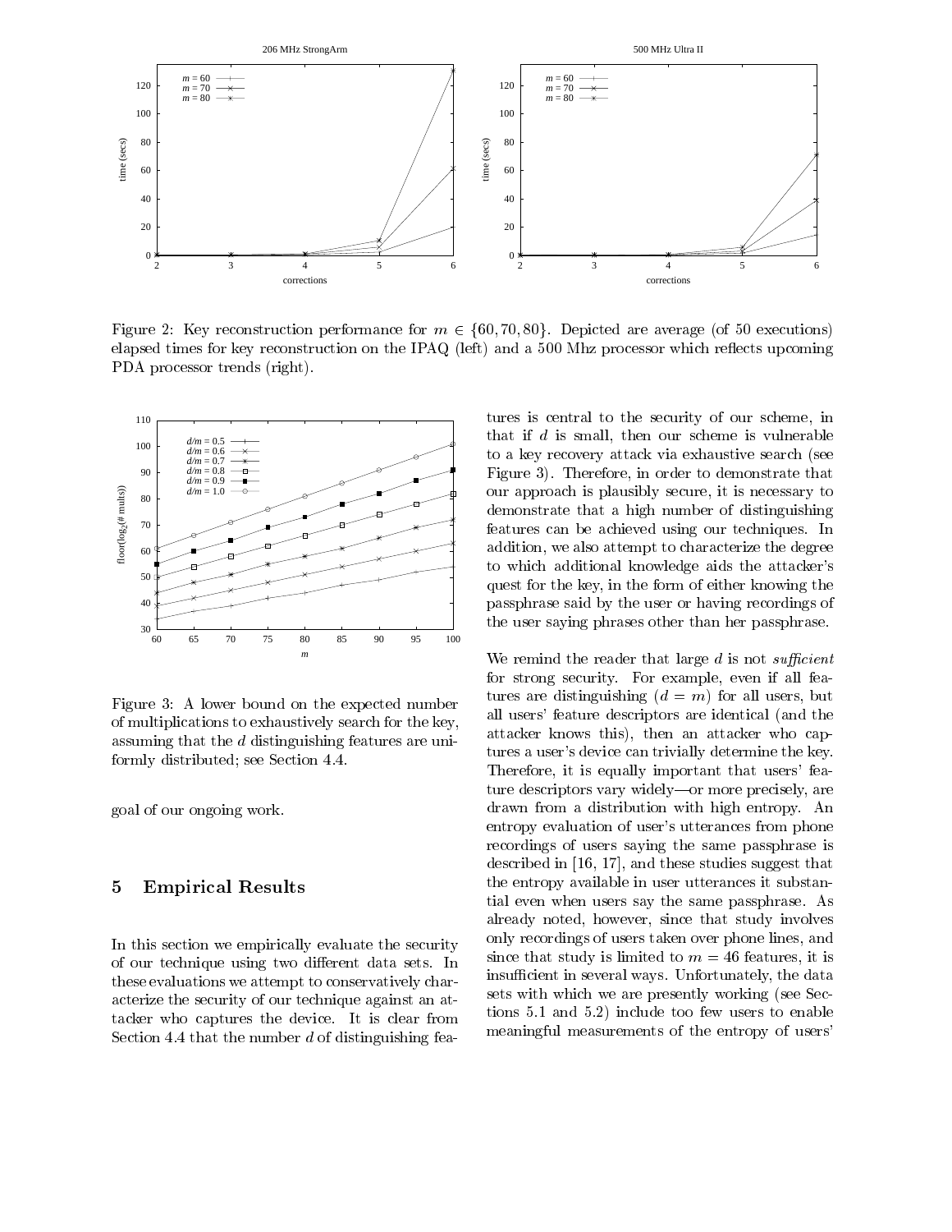Figure 2: Key reconstruction performance for $m \in \{60, 70, 80\}$. Depicted are average (of 50 executions) elapsed times for key reconstruction on the IPAQ (left) and a 500 Mhz processor which reflects upcoming PDA processor trends (right).

Figure 3: A lower bound on the expected number of multiplications to exhaustively search for the key, assuming that the $d$ distinguishing features are uniformly distributed; see Section 4.4.

goal of our ongoing work.

## 5 Empirical Results

In this section we empirically evaluate the security of our technique using two different data sets. In these evaluations we attempt to conservatively characterize the security of our technique against an attacker who captures the device. It is clear from Section 4.4 that the number $d$ of distinguishing features is central to the security of our scheme, in that if $d$ is small, then our scheme is vulnerable to a key recovery attack via exhaustive search (see Figure 3). Therefore, in order to demonstrate that our approach is plausibly secure, it is necessary to demonstrate that a high number of distinguishing features can be achieved using our techniques. In addition, we also attempt to characterize the degree to which additional knowledge aids the attacker's quest for the key, in the form of either knowing the passphrase said by the user or having recordings of the user saying phrases other than her passphrase.

We remind the reader that large $d$ is not *sufficient* for strong security. For example, even if all features are distinguishing ($d = m$) for all users, but all users' feature descriptors are identical (and the attacker knows this), then an attacker who captures a user's device can trivially determine the key. Therefore, it is equally important that users' feature descriptors vary widely—or more precisely, are drawn from a distribution with high entropy. An entropy evaluation of user's utterances from phone recordings of users saying the same passphrase is described in [16, 17], and these studies suggest that the entropy available in user utterances it substantial even when users say the same passphrase. As already noted, however, since that study involves only recordings of users taken over phone lines, and since that study is limited to $m = 46$ features, it is insufficient in several ways. Unfortunately, the data sets with which we are presently working (see Sections 5.1 and 5.2) include too few users to enable meaningful measurements of the entropy of users'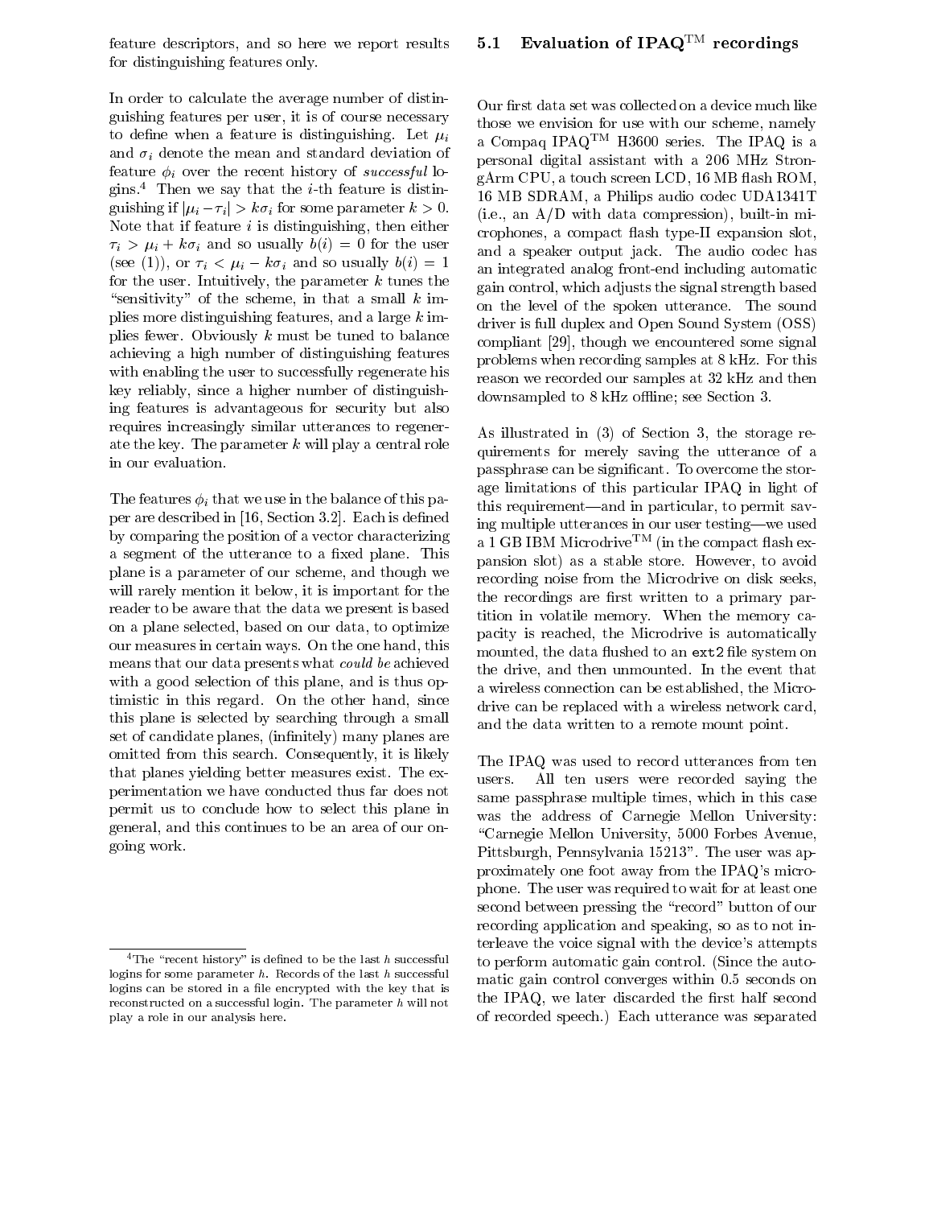feature descriptors, and so here we report results for distinguishing features only.

In order to calculate the average number of distinguishing features per user, it is of course necessary to define when a feature is distinguishing. Let $\mu_i$ and $\sigma_i$ denote the mean and standard deviation of feature $\phi_i$ over the recent history of *successful* logins.[4] Then we say that the $i$-th feature is distinguishing if $|\mu_i - \tau_i| > k\sigma_i$ for some parameter $k > 0$. Note that if feature $i$ is distinguishing, then either $\tau_i > \mu_i + k\sigma_i$ and so usually $b(i) = 0$ for the user (see (1)), or $\tau_i < \mu_i - k\sigma_i$ and so usually $b(i) = 1$ for the user. Intuitively, the parameter $k$ tunes the "sensitivity" of the scheme, in that a small $k$ implies more distinguishing features, and a large $k$ implies fewer. Obviously $k$ must be tuned to balance achieving a high number of distinguishing features with enabling the user to successfully regenerate his key reliably, since a higher number of distinguishing features is advantageous for security but also requires increasingly similar utterances to regenerate the key. The parameter $k$ will play a central role in our evaluation.

The features $\phi_i$ that we use in the balance of this paper are described in [16, Section 3.2]. Each is defined by comparing the position of a vector characterizing a segment of the utterance to a fixed plane. This plane is a parameter of our scheme, and though we will rarely mention it below, it is important for the reader to be aware that the data we present is based on a plane selected, based on our data, to optimize our measures in certain ways. On the one hand, this means that our data presents what *could be* achieved with a good selection of this plane, and is thus optimistic in this regard. On the other hand, since this plane is selected by searching through a small set of candidate planes, (infinitely) many planes are omitted from this search. Consequently, it is likely that planes yielding better measures exist. The experimentation we have conducted thus far does not permit us to conclude how to select this plane in general, and this continues to be an area of our ongoing work.

[4] The "recent history" is defined to be the last $h$ successful logins for some parameter $h$. Records of the last $h$ successful logins can be stored in a file encrypted with the key that is reconstructed on a successful login. The parameter $h$ will not play a role in our analysis here.

### 5.1 Evaluation of IPAQ™ recordings

Our first data set was collected on a device much like those we envision for use with our scheme, namely a Compaq IPAQ™ H3600 series. The IPAQ is a personal digital assistant with a 206 MHz StrongArm CPU, a touch screen LCD, 16 MB flash ROM, 16 MB SDRAM, a Philips audio codec UDA1341T (i.e., an A/D with data compression), built-in microphones, a compact flash type-II expansion slot, and a speaker output jack. The audio codec has an integrated analog front-end including automatic gain control, which adjusts the signal strength based on the level of the spoken utterance. The sound driver is full duplex and Open Sound System (OSS) compliant [29], though we encountered some signal problems when recording samples at 8 kHz. For this reason we recorded our samples at 32 kHz and then downsampled to 8 kHz offline; see Section 3.

As illustrated in (3) of Section 3, the storage requirements for merely saving the utterance of a passphrase can be significant. To overcome the storage limitations of this particular IPAQ in light of this requirement—and in particular, to permit saving multiple utterances in our user testing—we used a 1 GB IBM Microdrive™ (in the compact flash expansion slot) as a stable store. However, to avoid recording noise from the Microdrive on disk seeks, the recordings are first written to a primary partition in volatile memory. When the memory capacity is reached, the Microdrive is automatically mounted, the data flushed to an `ext2` file system on the drive, and then unmounted. In the event that a wireless connection can be established, the Microdrive can be replaced with a wireless network card, and the data written to a remote mount point.

The IPAQ was used to record utterances from ten users. All ten users were recorded saying the same passphrase multiple times, which in this case was the address of Carnegie Mellon University: "Carnegie Mellon University, 5000 Forbes Avenue, Pittsburgh, Pennsylvania 15213". The user was approximately one foot away from the IPAQ's microphone. The user was required to wait for at least one second between pressing the "record" button of our recording application and speaking, so as to not interleave the voice signal with the device's attempts to perform automatic gain control. (Since the automatic gain control converges within 0.5 seconds on the IPAQ, we later discarded the first half second of recorded speech.) Each utterance was separated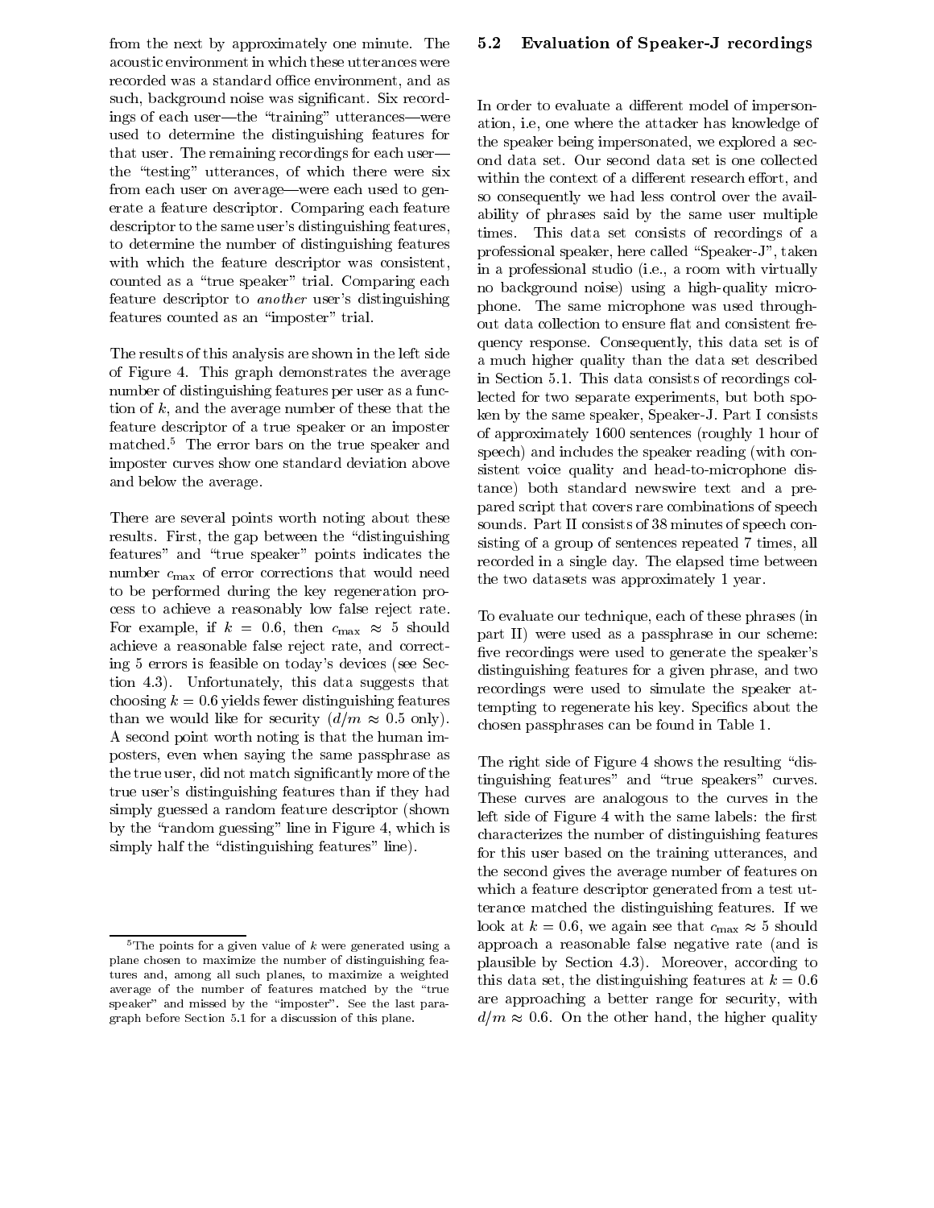from the next by approximately one minute. The acoustic environment in which these utterances were recorded was a standard office environment, and as such, background noise was significant. Six recordings of each user—the "training" utterances—were used to determine the distinguishing features for that user. The remaining recordings for each user—the "testing" utterances, of which there were six from each user on average—were each used to generate a feature descriptor. Comparing each feature descriptor to the same user's distinguishing features, to determine the number of distinguishing features with which the feature descriptor was consistent, counted as a "true speaker" trial. Comparing each feature descriptor to *another* user's distinguishing features counted as an "imposter" trial.

The results of this analysis are shown in the left side of Figure 4. This graph demonstrates the average number of distinguishing features per user as a function of $k$, and the average number of these that the feature descriptor of a true speaker or an imposter matched.[5] The error bars on the true speaker and imposter curves show one standard deviation above and below the average.

There are several points worth noting about these results. First, the gap between the "distinguishing features" and "true speaker" points indicates the number $c_{\max}$ of error corrections that would need to be performed during the key regeneration process to achieve a reasonably low false reject rate. For example, if $k = 0.6$, then $c_{\max} \approx 5$ should achieve a reasonable false reject rate, and correcting 5 errors is feasible on today's devices (see Section 4.3). Unfortunately, this data suggests that choosing $k = 0.6$ yields fewer distinguishing features than we would like for security ($d/m \approx 0.5$ only). A second point worth noting is that the human imposters, even when saying the same passphrase as the true user, did not match significantly more of the true user's distinguishing features than if they had simply guessed a random feature descriptor (shown by the "random guessing" line in Figure 4, which is simply half the "distinguishing features" line).

[5] The points for a given value of $k$ were generated using a plane chosen to maximize the number of distinguishing features and, among all such planes, to maximize a weighted average of the number of features matched by the "true speaker" and missed by the "imposter". See the last paragraph before Section 5.1 for a discussion of this plane.

### 5.2 Evaluation of Speaker-J recordings

In order to evaluate a different model of impersonation, i.e, one where the attacker has knowledge of the speaker being impersonated, we explored a second data set. Our second data set is one collected within the context of a different research effort, and so consequently we had less control over the availability of phrases said by the same user multiple times. This data set consists of recordings of a professional speaker, here called "Speaker-J", taken in a professional studio (i.e., a room with virtually no background noise) using a high-quality microphone. The same microphone was used throughout data collection to ensure flat and consistent frequency response. Consequently, this data set is of a much higher quality than the data set described in Section 5.1. This data consists of recordings collected for two separate experiments, but both spoken by the same speaker, Speaker-J. Part I consists of approximately 1600 sentences (roughly 1 hour of speech) and includes the speaker reading (with consistent voice quality and head-to-microphone distance) both standard newswire text and a prepared script that covers rare combinations of speech sounds. Part II consists of 38 minutes of speech consisting of a group of sentences repeated 7 times, all recorded in a single day. The elapsed time between the two datasets was approximately 1 year.

To evaluate our technique, each of these phrases (in part II) were used as a passphrase in our scheme: five recordings were used to generate the speaker's distinguishing features for a given phrase, and two recordings were used to simulate the speaker attempting to regenerate his key. Specifics about the chosen passphrases can be found in Table 1.

The right side of Figure 4 shows the resulting "distinguishing features" and "true speakers" curves. These curves are analogous to the curves in the left side of Figure 4 with the same labels: the first characterizes the number of distinguishing features for this user based on the training utterances, and the second gives the average number of features on which a feature descriptor generated from a test utterance matched the distinguishing features. If we look at $k = 0.6$, we again see that $c_{\max} \approx 5$ should approach a reasonable false negative rate (and is plausible by Section 4.3). Moreover, according to this data set, the distinguishing features at $k = 0.6$ are approaching a better range for security, with $d/m \approx 0.6$. On the other hand, the higher quality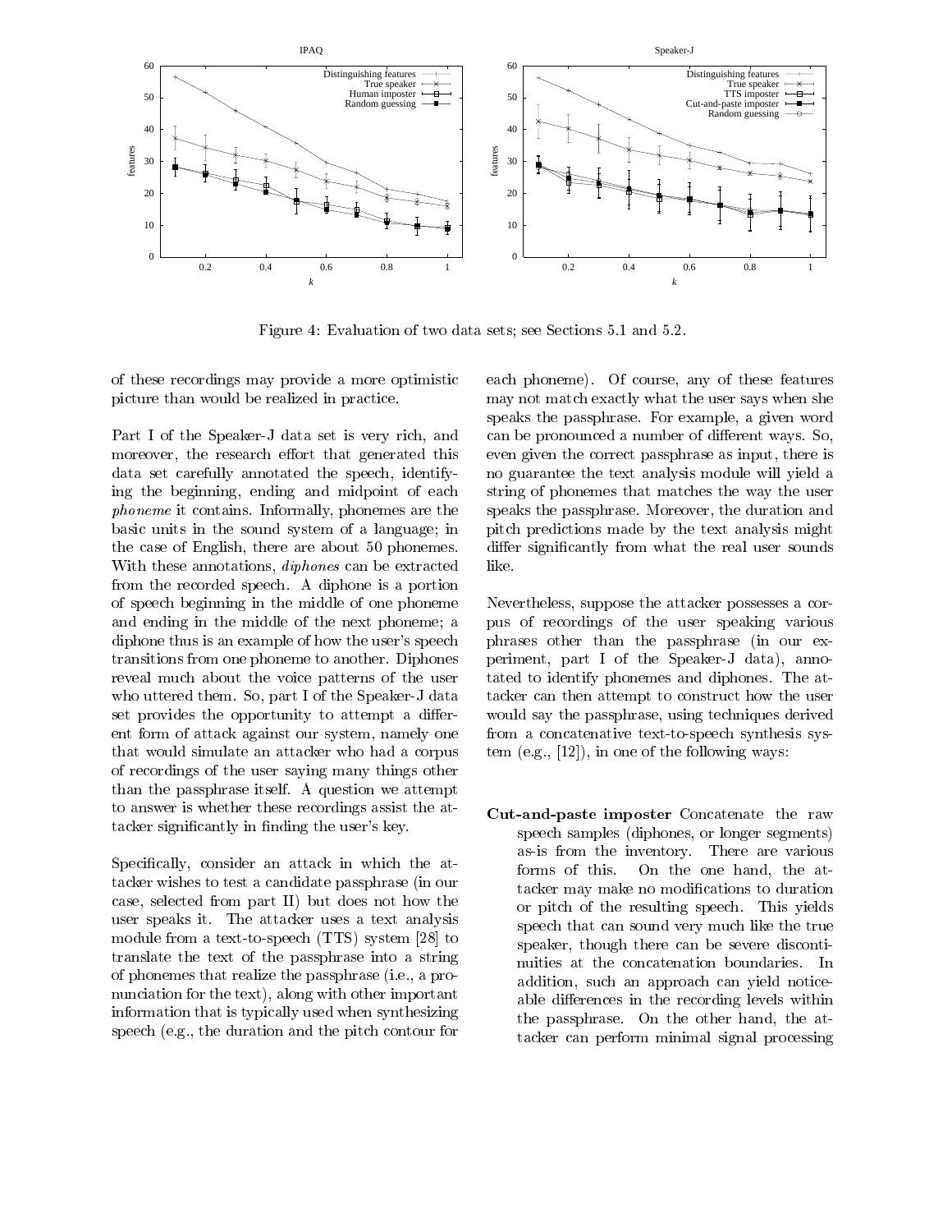Figure 4: Evaluation of two data sets; see Sections 5.1 and 5.2.

of these recordings may provide a more optimistic picture than would be realized in practice.

Part I of the Speaker-J data set is very rich, and moreover, the research effort that generated this data set carefully annotated the speech, identifying the beginning, ending and midpoint of each *phoneme* it contains. Informally, phonemes are the basic units in the sound system of a language; in the case of English, there are about 50 phonemes. With these annotations, *diphones* can be extracted from the recorded speech. A diphone is a portion of speech beginning in the middle of one phoneme and ending in the middle of the next phoneme; a diphone thus is an example of how the user's speech transitions from one phoneme to another. Diphones reveal much about the voice patterns of the user who uttered them. So, part I of the Speaker-J data set provides the opportunity to attempt a different form of attack against our system, namely one that would simulate an attacker who had a corpus of recordings of the user saying many things other than the passphrase itself. A question we attempt to answer is whether these recordings assist the attacker significantly in finding the user's key.

Specifically, consider an attack in which the attacker wishes to test a candidate passphrase (in our case, selected from part II) but does not how the user speaks it. The attacker uses a text analysis module from a text-to-speech (TTS) system [28] to translate the text of the passphrase into a string of phonemes that realize the passphrase (i.e., a pronunciation for the text), along with other important information that is typically used when synthesizing speech (e.g., the duration and the pitch contour for each phoneme). Of course, any of these features may not match exactly what the user says when she speaks the passphrase. For example, a given word can be pronounced a number of different ways. So, even given the correct passphrase as input, there is no guarantee the text analysis module will yield a string of phonemes that matches the way the user speaks the passphrase. Moreover, the duration and pitch predictions made by the text analysis might differ significantly from what the real user sounds like.

Nevertheless, suppose the attacker possesses a corpus of recordings of the user speaking various phrases other than the passphrase (in our experiment, part I of the Speaker-J data), annotated to identify phonemes and diphones. The attacker can then attempt to construct how the user would say the passphrase, using techniques derived from a concatenative text-to-speech synthesis system (e.g., [12]), in one of the following ways:

**Cut-and-paste imposter** Concatenate the raw speech samples (diphones, or longer segments) as-is from the inventory. There are various forms of this. On the one hand, the attacker may make no modifications to duration or pitch of the resulting speech. This yields speech that can sound very much like the true speaker, though there can be severe discontinuities at the concatenation boundaries. In addition, such an approach can yield noticeable differences in the recording levels within the passphrase. On the other hand, the attacker can perform minimal signal processing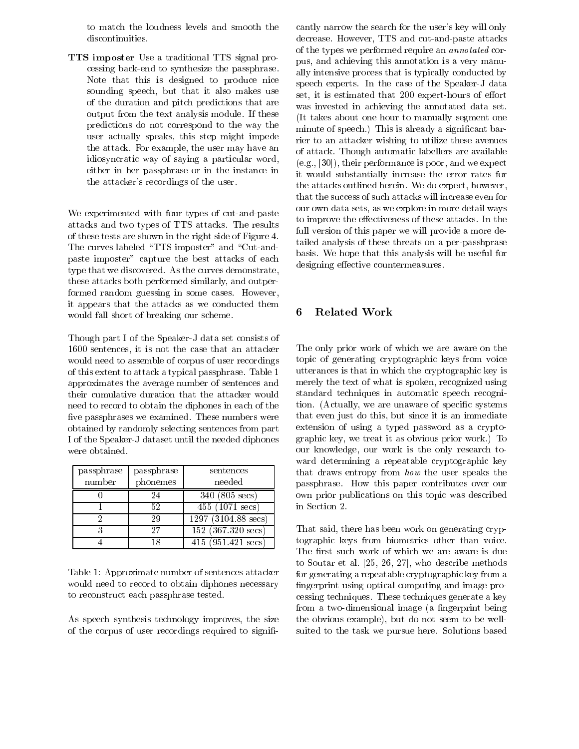to match the loudness levels and smooth the discontinuities.

**TTS imposter** Use a traditional TTS signal processing back-end to synthesize the passphrase. Note that this is designed to produce nice sounding speech, but that it also makes use of the duration and pitch predictions that are output from the text analysis module. If these predictions do not correspond to the way the user actually speaks, this step might impede the attack. For example, the user may have an idiosyncratic way of saying a particular word, either in her passphrase or in the instance in the attacker's recordings of the user.

We experimented with four types of cut-and-paste attacks and two types of TTS attacks. The results of these tests are shown in the right side of Figure 4. The curves labeled "TTS imposter" and "Cut-and-paste imposter" capture the best attacks of each type that we discovered. As the curves demonstrate, these attacks both performed similarly, and outperformed random guessing in some cases. However, it appears that the attacks as we conducted them would fall short of breaking our scheme.

Though part I of the Speaker-J data set consists of 1600 sentences, it is not the case that an attacker would need to assemble of corpus of user recordings of this extent to attack a typical passphrase. Table 1 approximates the average number of sentences and their cumulative duration that the attacker would need to record to obtain the diphones in each of the five passphrases we examined. These numbers were obtained by randomly selecting sentences from part I of the Speaker-J dataset until the needed diphones were obtained.

| passphrase number | passphrase phonemes | sentences needed |
|---|---|---|
| 0 | 24 | 340 (805 secs) |
| 1 | 52 | 455 (1071 secs) |
| 2 | 29 | 1297 (3104.88 secs) |
| 3 | 27 | 152 (367.320 secs) |
| 4 | 18 | 415 (951.421 secs) |

Table 1: Approximate number of sentences attacker would need to record to obtain diphones necessary to reconstruct each passphrase tested.

As speech synthesis technology improves, the size of the corpus of user recordings required to significantly narrow the search for the user's key will only decrease. However, TTS and cut-and-paste attacks of the types we performed require an *annotated* corpus, and achieving this annotation is a very manually intensive process that is typically conducted by speech experts. In the case of the Speaker-J data set, it is estimated that 200 expert-hours of effort was invested in achieving the annotated data set. (It takes about one hour to manually segment one minute of speech.) This is already a significant barrier to an attacker wishing to utilize these avenues of attack. Though automatic labellers are available (e.g., [30]), their performance is poor, and we expect it would substantially increase the error rates for the attacks outlined herein. We do expect, however, that the success of such attacks will increase even for our own data sets, as we explore in more detail ways to improve the effectiveness of these attacks. In the full version of this paper we will provide a more detailed analysis of these threats on a per-passhprase basis. We hope that this analysis will be useful for designing effective countermeasures.

## 6 Related Work

The only prior work of which we are aware on the topic of generating cryptographic keys from voice utterances is that in which the cryptographic key is merely the text of what is spoken, recognized using standard techniques in automatic speech recognition. (Actually, we are unaware of specific systems that even just do this, but since it is an immediate extension of using a typed password as a cryptographic key, we treat it as obvious prior work.) To our knowledge, our work is the only research toward determining a repeatable cryptographic key that draws entropy from *how* the user speaks the passphrase. How this paper contributes over our own prior publications on this topic was described in Section 2.

That said, there has been work on generating cryptographic keys from biometrics other than voice. The first such work of which we are aware is due to Soutar et al. [25, 26, 27], who describe methods for generating a repeatable cryptographic key from a fingerprint using optical computing and image processing techniques. These techniques generate a key from a two-dimensional image (a fingerprint being the obvious example), but do not seem to be well-suited to the task we pursue here. Solutions based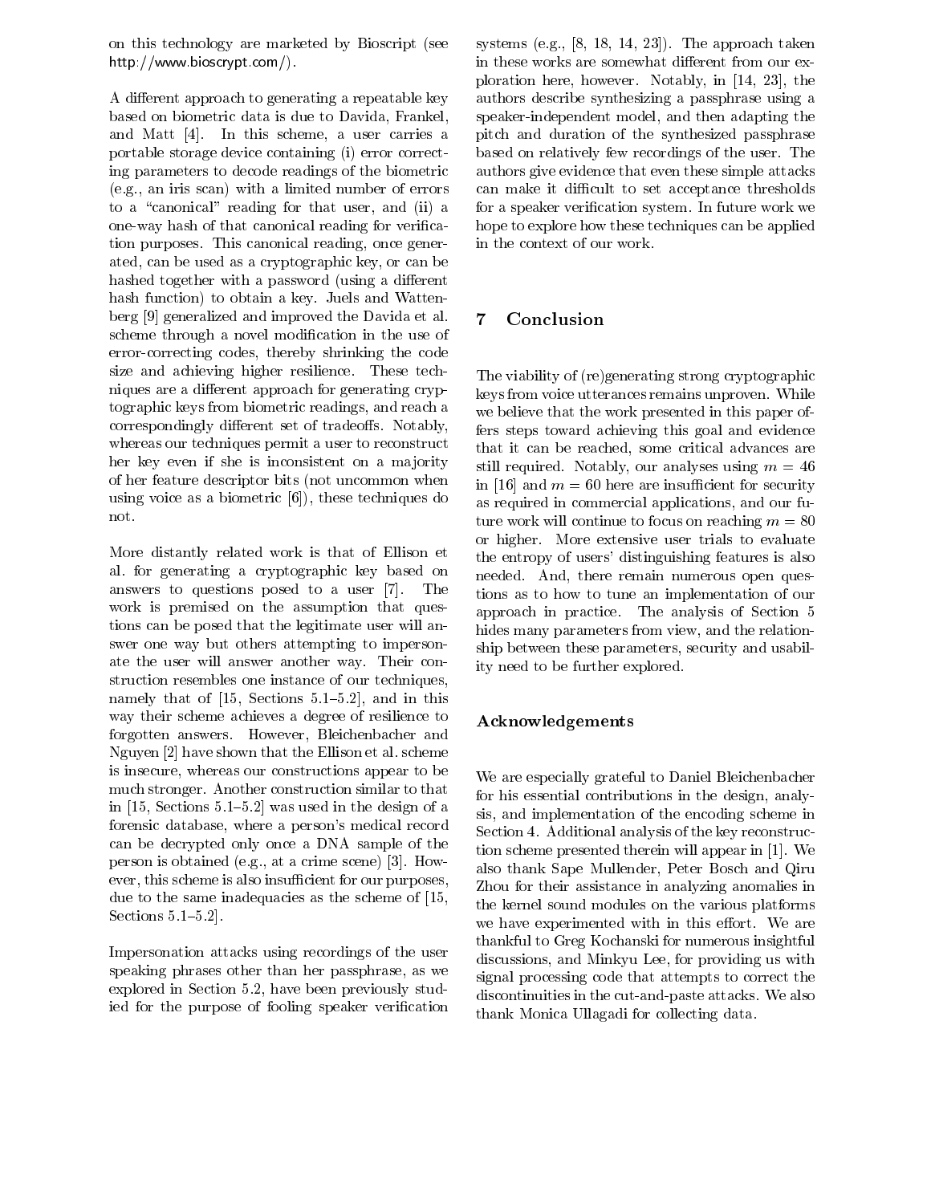on this technology are marketed by Bioscript (see http://www.bioscrypt.com/).

A different approach to generating a repeatable key based on biometric data is due to Davida, Frankel, and Matt [4]. In this scheme, a user carries a portable storage device containing (i) error correcting parameters to decode readings of the biometric (e.g., an iris scan) with a limited number of errors to a "canonical" reading for that user, and (ii) a one-way hash of that canonical reading for verification purposes. This canonical reading, once generated, can be used as a cryptographic key, or can be hashed together with a password (using a different hash function) to obtain a key. Juels and Wattenberg [9] generalized and improved the Davida et al. scheme through a novel modification in the use of error-correcting codes, thereby shrinking the code size and achieving higher resilience. These techniques are a different approach for generating cryptographic keys from biometric readings, and reach a correspondingly different set of tradeoffs. Notably, whereas our techniques permit a user to reconstruct her key even if she is inconsistent on a majority of her feature descriptor bits (not uncommon when using voice as a biometric [6]), these techniques do not.

More distantly related work is that of Ellison et al. for generating a cryptographic key based on answers to questions posed to a user [7]. The work is premised on the assumption that questions can be posed that the legitimate user will answer one way but others attempting to impersonate the user will answer another way. Their construction resembles one instance of our techniques, namely that of [15, Sections 5.1–5.2], and in this way their scheme achieves a degree of resilience to forgotten answers. However, Bleichenbacher and Nguyen [2] have shown that the Ellison et al. scheme is insecure, whereas our constructions appear to be much stronger. Another construction similar to that in [15, Sections 5.1–5.2] was used in the design of a forensic database, where a person's medical record can be decrypted only once a DNA sample of the person is obtained (e.g., at a crime scene) [3]. However, this scheme is also insufficient for our purposes, due to the same inadequacies as the scheme of [15, Sections 5.1–5.2].

Impersonation attacks using recordings of the user speaking phrases other than her passphrase, as we explored in Section 5.2, have been previously studied for the purpose of fooling speaker verification systems (e.g., [8, 18, 14, 23]). The approach taken in these works are somewhat different from our exploration here, however. Notably, in [14, 23], the authors describe synthesizing a passphrase using a speaker-independent model, and then adapting the pitch and duration of the synthesized passphrase based on relatively few recordings of the user. The authors give evidence that even these simple attacks can make it difficult to set acceptance thresholds for a speaker verification system. In future work we hope to explore how these techniques can be applied in the context of our work.

## 7 Conclusion

The viability of (re)generating strong cryptographic keys from voice utterances remains unproven. While we believe that the work presented in this paper offers steps toward achieving this goal and evidence that it can be reached, some critical advances are still required. Notably, our analyses using $m = 46$ in [16] and $m = 60$ here are insufficient for security as required in commercial applications, and our future work will continue to focus on reaching $m = 80$ or higher. More extensive user trials to evaluate the entropy of users' distinguishing features is also needed. And, there remain numerous open questions as to how to tune an implementation of our approach in practice. The analysis of Section 5 hides many parameters from view, and the relationship between these parameters, security and usability need to be further explored.

### Acknowledgements

We are especially grateful to Daniel Bleichenbacher for his essential contributions in the design, analysis, and implementation of the encoding scheme in Section 4. Additional analysis of the key reconstruction scheme presented therein will appear in [1]. We also thank Sape Mullender, Peter Bosch and Qiru Zhou for their assistance in analyzing anomalies in the kernel sound modules on the various platforms we have experimented with in this effort. We are thankful to Greg Kochanski for numerous insightful discussions, and Minkyu Lee, for providing us with signal processing code that attempts to correct the discontinuities in the cut-and-paste attacks. We also thank Monica Ullagadi for collecting data.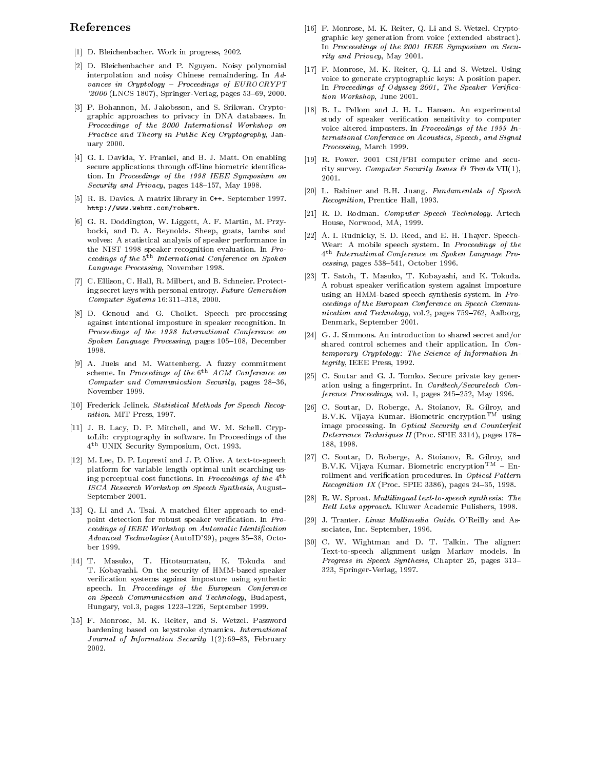## References

[1] D. Bleichenbacher. Work in progress, 2002.

[2] D. Bleichenbacher and P. Nguyen. Noisy polynomial interpolation and noisy Chinese remaindering. In *Advances in Cryptology – Proceedings of EUROCRYPT '2000* (LNCS 1807), Springer-Verlag, pages 53–69, 2000.

[3] P. Bohannon, M. Jakobsson, and S. Srikwan. Cryptographic approaches to privacy in DNA databases. In *Proceedings of the 2000 International Workshop on Practice and Theory in Public Key Cryptography*, January 2000.

[4] G. I. Davida, Y. Frankel, and B. J. Matt. On enabling secure applications through off-line biometric identification. In *Proceedings of the 1998 IEEE Symposium on Security and Privacy*, pages 148–157, May 1998.

[5] R. B. Davies. A matrix library in C++. September 1997. http://www.webnz.com/robert.

[6] G. R. Doddington, W. Liggett, A. F. Martin, M. Przybocki, and D. A. Reynolds. Sheep, goats, lambs and wolves: A statistical analysis of speaker performance in the NIST 1998 speaker recognition evaluation. In *Proceedings of the 5th International Conference on Spoken Language Processing*, November 1998.

[7] C. Ellison, C. Hall, R. Milbert, and B. Schneier. Protecting secret keys with personal entropy. *Future Generation Computer Systems* 16:311–318, 2000.

[8] D. Genoud and G. Chollet. Speech pre-processing against intentional imposture in speaker recognition. In *Proceedings of the 1998 International Conference on Spoken Language Processing*, pages 105–108, December 1998.

[9] A. Juels and M. Wattenberg. A fuzzy commitment scheme. In *Proceedings of the 6th ACM Conference on Computer and Communication Security*, pages 28–36, November 1999.

[10] Frederick Jelinek. *Statistical Methods for Speech Recognition*. MIT Press, 1997.

[11] J. B. Lacy, D. P. Mitchell, and W. M. Schell. CryptoLib: cryptography in software. In Proceedings of the 4th UNIX Security Symposium, Oct. 1993.

[12] M. Lee, D. P. Lopresti and J. P. Olive. A text-to-speech platform for variable length optimal unit searching using perceptual cost functions. In *Proceedings of the 4th ISCA Research Workshop on Speech Synthesis*, August–September 2001.

[13] Q. Li and A. Tsai. A matched filter approach to endpoint detection for robust speaker verification. In *Proceedings of IEEE Workshop on Automatic Identification Advanced Technologies* (AutoID'99), pages 35–38, October 1999.

[14] T. Masuko, T. Hitotsumatsu, K. Tokuda and T. Kobayashi. On the security of HMM-based speaker verification systems against imposture using synthetic speech. In *Proceedings of the European Conference on Speech Communication and Technology*, Budapest, Hungary, vol.3, pages 1223–1226, September 1999.

[15] F. Monrose, M. K. Reiter, and S. Wetzel. Password hardening based on keystroke dynamics. *International Journal of Information Security* 1(2):69–83, February 2002.

[16] F. Monrose, M. K. Reiter, Q. Li and S. Wetzel. Cryptographic key generation from voice (extended abstract). In *Proceedings of the 2001 IEEE Symposium on Security and Privacy*, May 2001.

[17] F. Monrose, M. K. Reiter, Q. Li and S. Wetzel. Using voice to generate cryptographic keys: A position paper. In *Proceedings of Odyssey 2001, The Speaker Verification Workshop*, June 2001.

[18] B. L. Pellom and J. H. L. Hansen. An experimental study of speaker verification sensitivity to computer voice altered imposters. In *Proceedings of the 1999 International Conference on Acoustics, Speech, and Signal Processing*, March 1999.

[19] R. Power. 2001 CSI/FBI computer crime and security survey. *Computer Security Issues & Trends* VII(1), 2001.

[20] L. Rabiner and B.H. Juang. *Fundamentals of Speech Recognition*, Prentice Hall, 1993.

[21] R. D. Rodman. *Computer Speech Technology*. Artech House, Norwood, MA, 1999.

[22] A. I. Rudnicky, S. D. Reed, and E. H. Thayer. SpeechWear: A mobile speech system. In *Proceedings of the 4th International Conference on Spoken Language Processing*, pages 538–541, October 1996.

[23] T. Satoh, T. Masuko, T. Kobayashi, and K. Tokuda. A robust speaker verification system against imposture using an HMM-based speech synthesis system. In *Proceedings of the European Conference on Speech Communication and Technology*, vol.2, pages 759–762, Aalborg, Denmark, September 2001.

[24] G. J. Simmons. An introduction to shared secret and/or shared control schemes and their application. In *Contemporary Cryptology: The Science of Information Integrity*, IEEE Press, 1992.

[25] C. Soutar and G. J. Tomko. Secure private key generation using a fingerprint. In *Cardtech/Securetech Conference Proceedings*, vol. 1, pages 245–252, May 1996.

[26] C. Soutar, D. Roberge, A. Stoianov, R. Gilroy, and B.V.K. Vijaya Kumar. Biometric encryption™ using image processing. In *Optical Security and Counterfeit Deterrence Techniques II* (Proc. SPIE 3314), pages 178–188, 1998.

[27] C. Soutar, D. Roberge, A. Stoianov, R. Gilroy, and B.V.K. Vijaya Kumar. Biometric encryption™ – Enrollment and verification procedures. In *Optical Pattern Recognition IX* (Proc. SPIE 3386), pages 24–35, 1998.

[28] R. W. Sproat. *Multilingual text-to-speech synthesis: The Bell Labs approach*. Kluwer Academic Pulishers, 1998.

[29] J. Tranter. *Linux Multimedia Guide*. O'Reilly and Associates, Inc. September, 1996.

[30] C. W. Wightman and D. T. Talkin. The aligner: Text-to-speech alignment usign Markov models. In *Progress in Speech Synthesis*, Chapter 25, pages 313–323, Springer-Verlag, 1997.